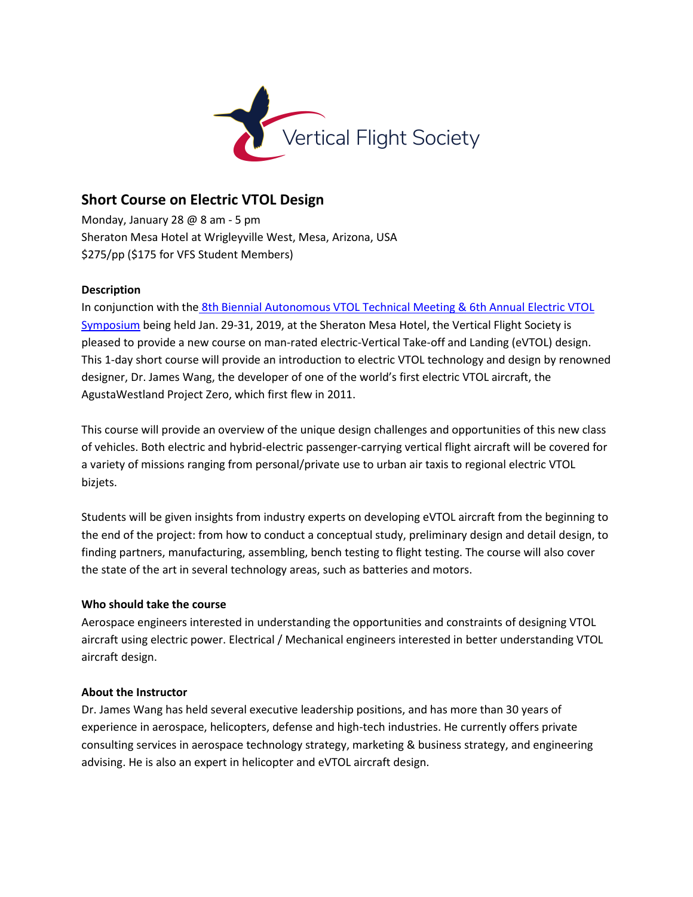Vertical Flight Society

## Short Course on Electric VTOL Design

Monday, January 28 @ 8 am - 5 pm
Sheraton Mesa Hotel at Wrigleyville West, Mesa, Arizona, USA
$275/pp ($175 for VFS Student Members)

**Description**

In conjunction with the 8th Biennial Autonomous VTOL Technical Meeting & 6th Annual Electric VTOL Symposium being held Jan. 29-31, 2019, at the Sheraton Mesa Hotel, the Vertical Flight Society is pleased to provide a new course on man-rated electric-Vertical Take-off and Landing (eVTOL) design. This 1-day short course will provide an introduction to electric VTOL technology and design by renowned designer, Dr. James Wang, the developer of one of the world's first electric VTOL aircraft, the AgustaWestland Project Zero, which first flew in 2011.

This course will provide an overview of the unique design challenges and opportunities of this new class of vehicles. Both electric and hybrid-electric passenger-carrying vertical flight aircraft will be covered for a variety of missions ranging from personal/private use to urban air taxis to regional electric VTOL bizjets.

Students will be given insights from industry experts on developing eVTOL aircraft from the beginning to the end of the project: from how to conduct a conceptual study, preliminary design and detail design, to finding partners, manufacturing, assembling, bench testing to flight testing. The course will also cover the state of the art in several technology areas, such as batteries and motors.

**Who should take the course**

Aerospace engineers interested in understanding the opportunities and constraints of designing VTOL aircraft using electric power. Electrical / Mechanical engineers interested in better understanding VTOL aircraft design.

**About the Instructor**

Dr. James Wang has held several executive leadership positions, and has more than 30 years of experience in aerospace, helicopters, defense and high-tech industries. He currently offers private consulting services in aerospace technology strategy, marketing & business strategy, and engineering advising. He is also an expert in helicopter and eVTOL aircraft design.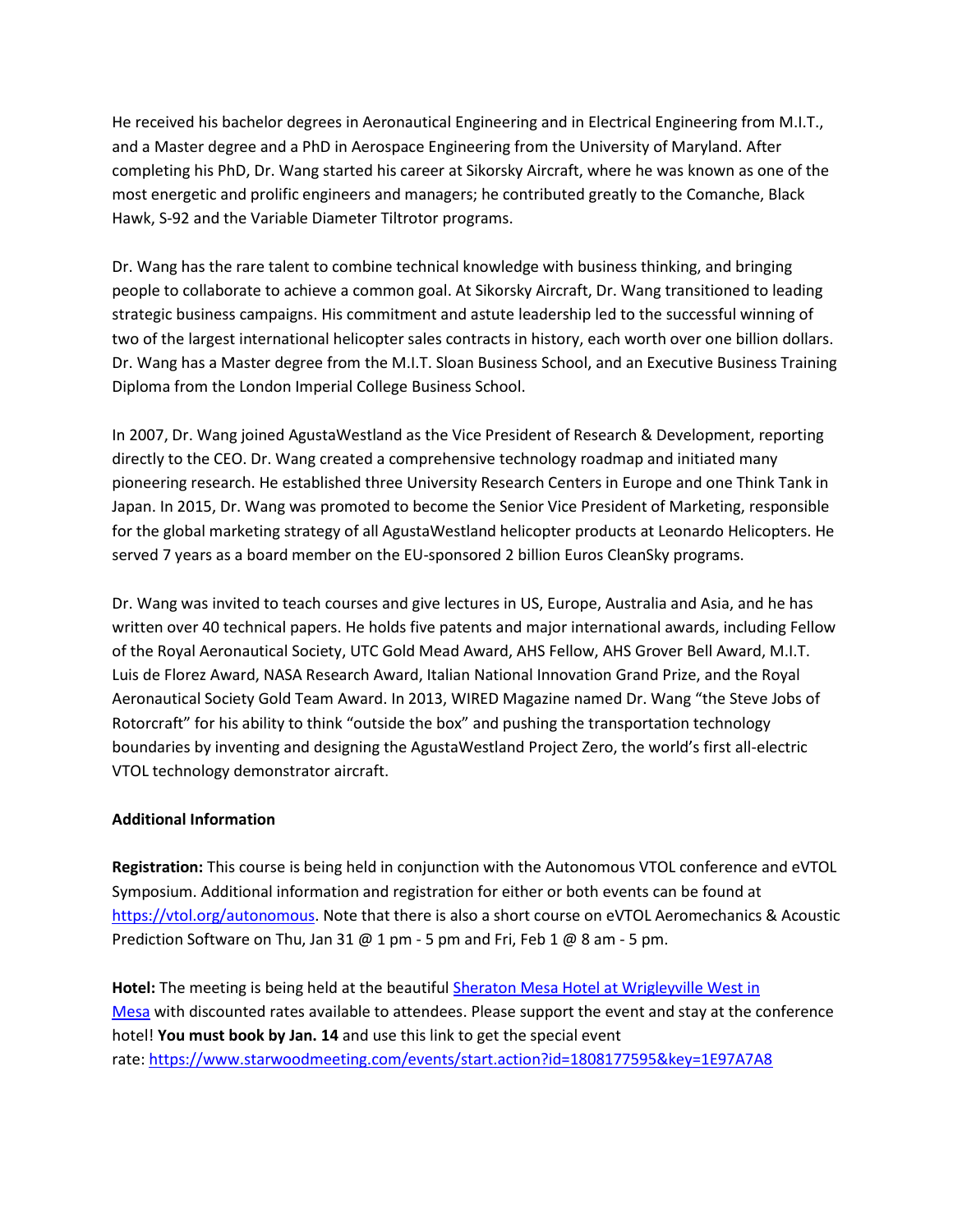He received his bachelor degrees in Aeronautical Engineering and in Electrical Engineering from M.I.T., and a Master degree and a PhD in Aerospace Engineering from the University of Maryland. After completing his PhD, Dr. Wang started his career at Sikorsky Aircraft, where he was known as one of the most energetic and prolific engineers and managers; he contributed greatly to the Comanche, Black Hawk, S-92 and the Variable Diameter Tiltrotor programs.

Dr. Wang has the rare talent to combine technical knowledge with business thinking, and bringing people to collaborate to achieve a common goal. At Sikorsky Aircraft, Dr. Wang transitioned to leading strategic business campaigns. His commitment and astute leadership led to the successful winning of two of the largest international helicopter sales contracts in history, each worth over one billion dollars. Dr. Wang has a Master degree from the M.I.T. Sloan Business School, and an Executive Business Training Diploma from the London Imperial College Business School.

In 2007, Dr. Wang joined AgustaWestland as the Vice President of Research & Development, reporting directly to the CEO. Dr. Wang created a comprehensive technology roadmap and initiated many pioneering research. He established three University Research Centers in Europe and one Think Tank in Japan. In 2015, Dr. Wang was promoted to become the Senior Vice President of Marketing, responsible for the global marketing strategy of all AgustaWestland helicopter products at Leonardo Helicopters. He served 7 years as a board member on the EU-sponsored 2 billion Euros CleanSky programs.

Dr. Wang was invited to teach courses and give lectures in US, Europe, Australia and Asia, and he has written over 40 technical papers. He holds five patents and major international awards, including Fellow of the Royal Aeronautical Society, UTC Gold Mead Award, AHS Fellow, AHS Grover Bell Award, M.I.T. Luis de Florez Award, NASA Research Award, Italian National Innovation Grand Prize, and the Royal Aeronautical Society Gold Team Award. In 2013, WIRED Magazine named Dr. Wang "the Steve Jobs of Rotorcraft" for his ability to think "outside the box" and pushing the transportation technology boundaries by inventing and designing the AgustaWestland Project Zero, the world's first all-electric VTOL technology demonstrator aircraft.

**Additional Information**

**Registration:** This course is being held in conjunction with the Autonomous VTOL conference and eVTOL Symposium. Additional information and registration for either or both events can be found at [https://vtol.org/autonomous](https://vtol.org/autonomous). Note that there is also a short course on eVTOL Aeromechanics & Acoustic Prediction Software on Thu, Jan 31 @ 1 pm - 5 pm and Fri, Feb 1 @ 8 am - 5 pm.

**Hotel:** The meeting is being held at the beautiful Sheraton Mesa Hotel at Wrigleyville West in Mesa with discounted rates available to attendees. Please support the event and stay at the conference hotel! **You must book by Jan. 14** and use this link to get the special event rate: [https://www.starwoodmeeting.com/events/start.action?id=1808177595&key=1E97A7A8](https://www.starwoodmeeting.com/events/start.action?id=1808177595&key=1E97A7A8)